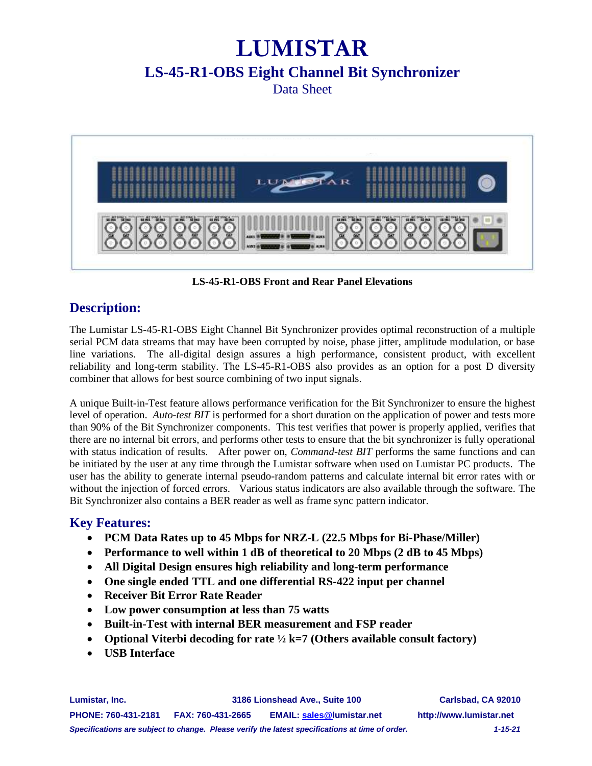# LUMISTAR

## LS-45-R1-OBS Eight Channel Bit Synchronizer

Data Sheet

**LS-45-R1-OBS Front and Rear Panel Elevations**

## Description:

The Lumistar LS-45-R1-OBS Eight Channel Bit Synchronizer provides optimal reconstruction of a multiple serial PCM data streams that may have been corrupted by noise, phase jitter, amplitude modulation, or base line variations. The all-digital design assures a high performance, consistent product, with excellent reliability and long-term stability. The LS-45-R1-OBS also provides as an option for a post D diversity combiner that allows for best source combining of two input signals.

A unique Built-in-Test feature allows performance verification for the Bit Synchronizer to ensure the highest level of operation. *Auto-test BIT* is performed for a short duration on the application of power and tests more than 90% of the Bit Synchronizer components. This test verifies that power is properly applied, verifies that there are no internal bit errors, and performs other tests to ensure that the bit synchronizer is fully operational with status indication of results. After power on, *Command-test BIT* performs the same functions and can be initiated by the user at any time through the Lumistar software when used on Lumistar PC products. The user has the ability to generate internal pseudo-random patterns and calculate internal bit error rates with or without the injection of forced errors. Various status indicators are also available through the software. The Bit Synchronizer also contains a BER reader as well as frame sync pattern indicator.

## Key Features:

- **PCM Data Rates up to 45 Mbps for NRZ-L (22.5 Mbps for Bi-Phase/Miller)**
- **Performance to well within 1 dB of theoretical to 20 Mbps (2 dB to 45 Mbps)**
- **All Digital Design ensures high reliability and long-term performance**
- **One single ended TTL and one differential RS-422 input per channel**
- **Receiver Bit Error Rate Reader**
- **Low power consumption at less than 75 watts**
- **Built-in-Test with internal BER measurement and FSP reader**
- **Optional Viterbi decoding for rate ½ k=7 (Others available consult factory)**
- **USB Interface**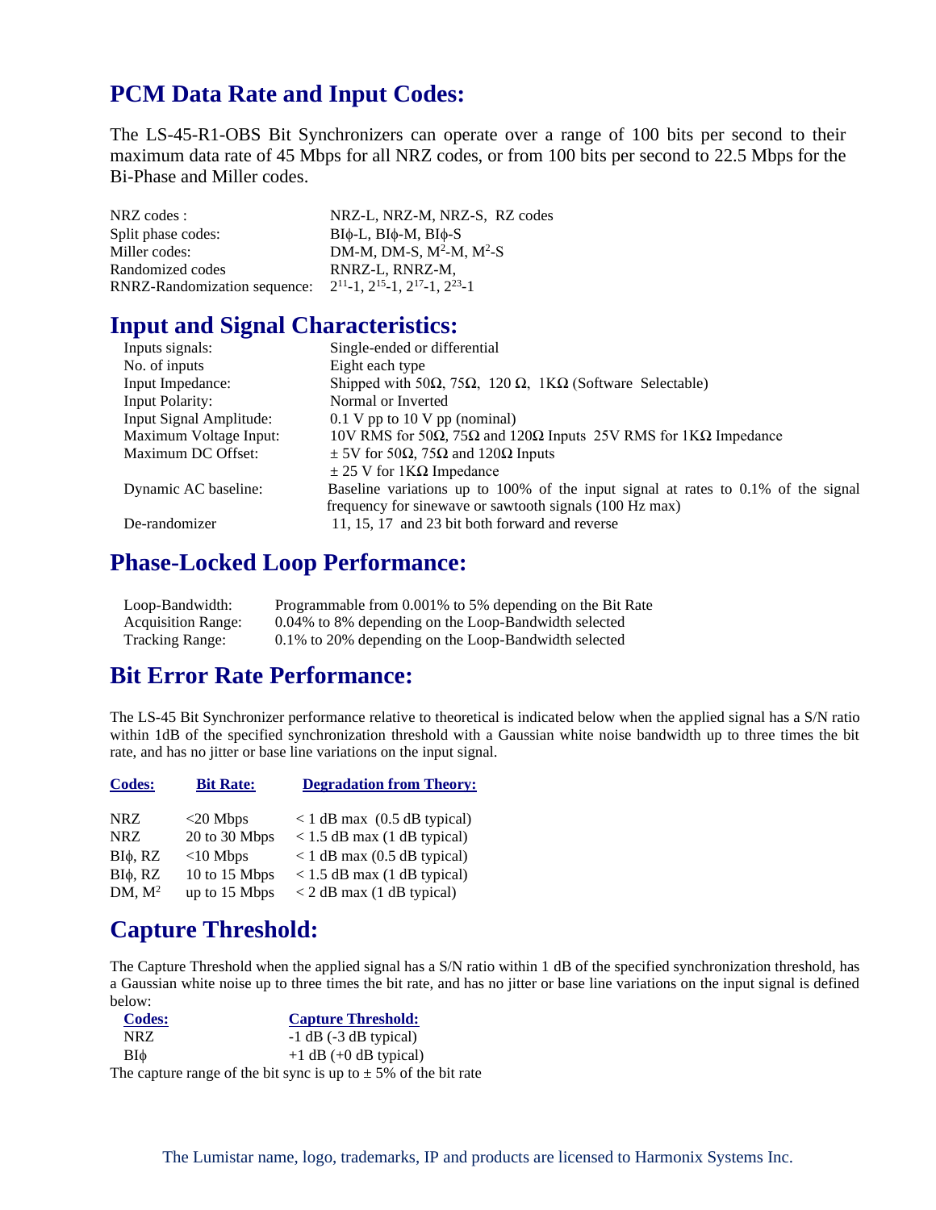## PCM Data Rate and Input Codes:

The LS-45-R1-OBS Bit Synchronizers can operate over a range of 100 bits per second to their maximum data rate of 45 Mbps for all NRZ codes, or from 100 bits per second to 22.5 Mbps for the Bi-Phase and Miller codes.

| | |
|---|---|
| NRZ codes : | NRZ-L, NRZ-M, NRZ-S, RZ codes |
| Split phase codes: | BIϕ-L, BIϕ-M, BIϕ-S |
| Miller codes: | DM-M, DM-S, $M^2$-M, $M^2$-S |
| Randomized codes | RNRZ-L, RNRZ-M, |
| RNRZ-Randomization sequence: | $2^{11}$-1, $2^{15}$-1, $2^{17}$-1, $2^{23}$-1 |

## Input and Signal Characteristics:

| | |
|---|---|
| Inputs signals: | Single-ended or differential |
| No. of inputs | Eight each type |
| Input Impedance: | Shipped with 50Ω, 75Ω, 120 Ω, 1KΩ (Software Selectable) |
| Input Polarity: | Normal or Inverted |
| Input Signal Amplitude: | 0.1 V pp to 10 V pp (nominal) |
| Maximum Voltage Input: | 10V RMS for 50Ω, 75Ω and 120Ω Inputs 25V RMS for 1KΩ Impedance |
| Maximum DC Offset: | ± 5V for 50Ω, 75Ω and 120Ω Inputs<br>± 25 V for 1KΩ Impedance |
| Dynamic AC baseline: | Baseline variations up to 100% of the input signal at rates to 0.1% of the signal frequency for sinewave or sawtooth signals (100 Hz max) |
| De-randomizer | 11, 15, 17 and 23 bit both forward and reverse |

## Phase-Locked Loop Performance:

| | |
|---|---|
| Loop-Bandwidth: | Programmable from 0.001% to 5% depending on the Bit Rate |
| Acquisition Range: | 0.04% to 8% depending on the Loop-Bandwidth selected |
| Tracking Range: | 0.1% to 20% depending on the Loop-Bandwidth selected |

## Bit Error Rate Performance:

The LS-45 Bit Synchronizer performance relative to theoretical is indicated below when the applied signal has a S/N ratio within 1dB of the specified synchronization threshold with a Gaussian white noise bandwidth up to three times the bit rate, and has no jitter or base line variations on the input signal.

| Codes: | Bit Rate: | Degradation from Theory: |
|---|---|---|
| NRZ | <20 Mbps | < 1 dB max (0.5 dB typical) |
| NRZ | 20 to 30 Mbps | < 1.5 dB max (1 dB typical) |
| BIϕ, RZ | <10 Mbps | < 1 dB max (0.5 dB typical) |
| BIϕ, RZ | 10 to 15 Mbps | < 1.5 dB max (1 dB typical) |
| DM, $M^2$ | up to 15 Mbps | < 2 dB max (1 dB typical) |

## Capture Threshold:

The Capture Threshold when the applied signal has a S/N ratio within 1 dB of the specified synchronization threshold, has a Gaussian white noise up to three times the bit rate, and has no jitter or base line variations on the input signal is defined below:

| Codes: | Capture Threshold: |
|---|---|
| NRZ | -1 dB (-3 dB typical) |
| BIϕ | +1 dB (+0 dB typical) |

The capture range of the bit sync is up to ± 5% of the bit rate

The Lumistar name, logo, trademarks, IP and products are licensed to Harmonix Systems Inc.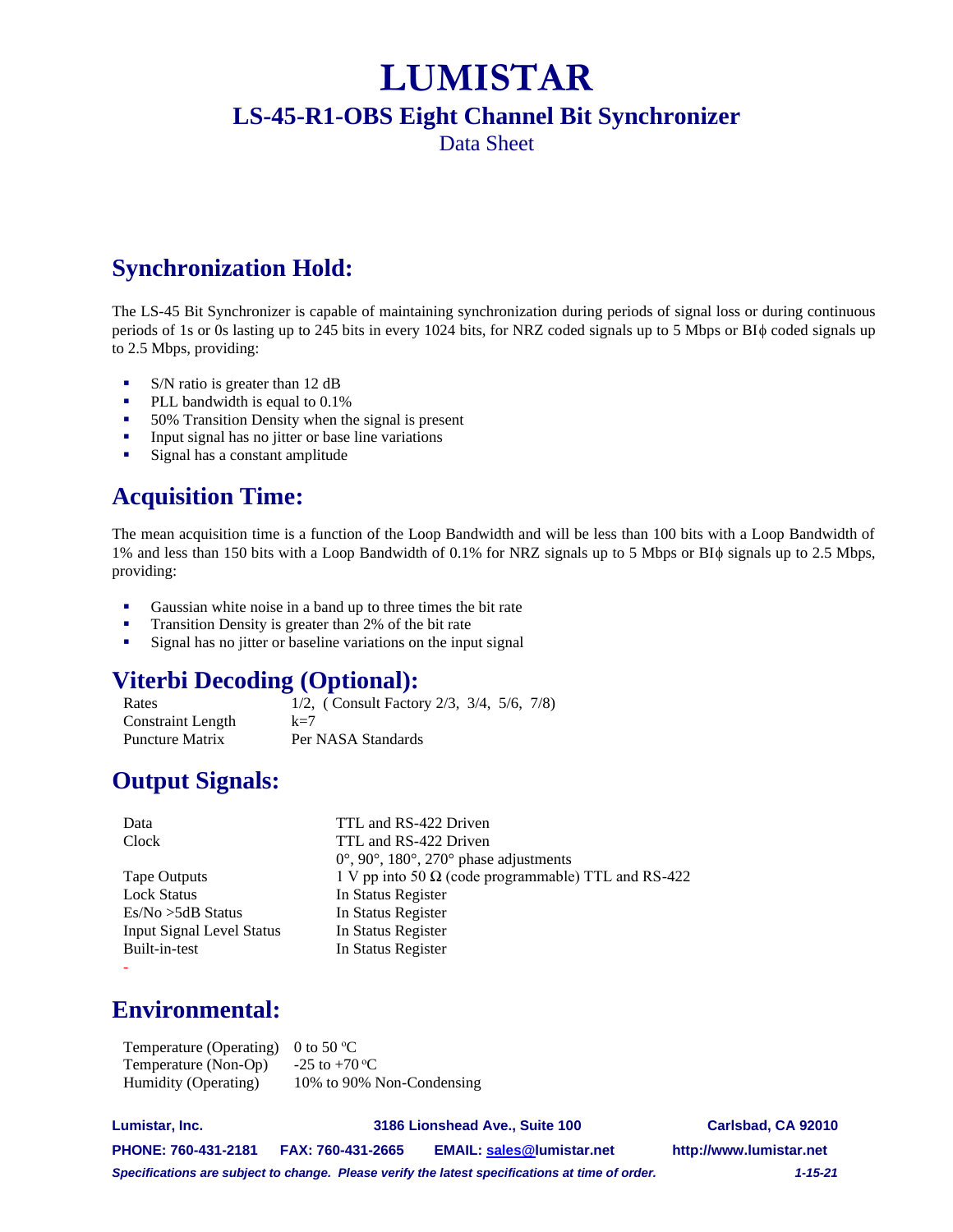# LUMISTAR

## LS-45-R1-OBS Eight Channel Bit Synchronizer

Data Sheet

## Synchronization Hold:

The LS-45 Bit Synchronizer is capable of maintaining synchronization during periods of signal loss or during continuous periods of 1s or 0s lasting up to 245 bits in every 1024 bits, for NRZ coded signals up to 5 Mbps or BIϕ coded signals up to 2.5 Mbps, providing:

- S/N ratio is greater than 12 dB
- PLL bandwidth is equal to 0.1%
- 50% Transition Density when the signal is present
- Input signal has no jitter or base line variations
- Signal has a constant amplitude

## Acquisition Time:

The mean acquisition time is a function of the Loop Bandwidth and will be less than 100 bits with a Loop Bandwidth of 1% and less than 150 bits with a Loop Bandwidth of 0.1% for NRZ signals up to 5 Mbps or BIϕ signals up to 2.5 Mbps, providing:

- Gaussian white noise in a band up to three times the bit rate
- Transition Density is greater than 2% of the bit rate
- Signal has no jitter or baseline variations on the input signal

## Viterbi Decoding (Optional):

| | |
|---|---|
| Rates | 1/2, ( Consult Factory 2/3, 3/4, 5/6, 7/8) |
| Constraint Length | k=7 |
| Puncture Matrix | Per NASA Standards |

## Output Signals:

| | |
|---|---|
| Data | TTL and RS-422 Driven |
| Clock | TTL and RS-422 Driven<br>0°, 90°, 180°, 270° phase adjustments |
| Tape Outputs | 1 V pp into 50 Ω (code programmable) TTL and RS-422 |
| Lock Status | In Status Register |
| Es/No >5dB Status | In Status Register |
| Input Signal Level Status | In Status Register |
| Built-in-test | In Status Register |

-

## Environmental:

| | |
|---|---|
| Temperature (Operating) | 0 to 50 ºC |
| Temperature (Non-Op) | -25 to +70 ºC |
| Humidity (Operating) | 10% to 90% Non-Condensing |

**Lumistar, Inc.** **3186 Lionshead Ave., Suite 100** **Carlsbad, CA 92010**

**PHONE: 760-431-2181** **FAX: 760-431-2665** **EMAIL: sales@lumistar.net** **http://www.lumistar.net**

***Specifications are subject to change. Please verify the latest specifications at time of order.*** ***1-15-21***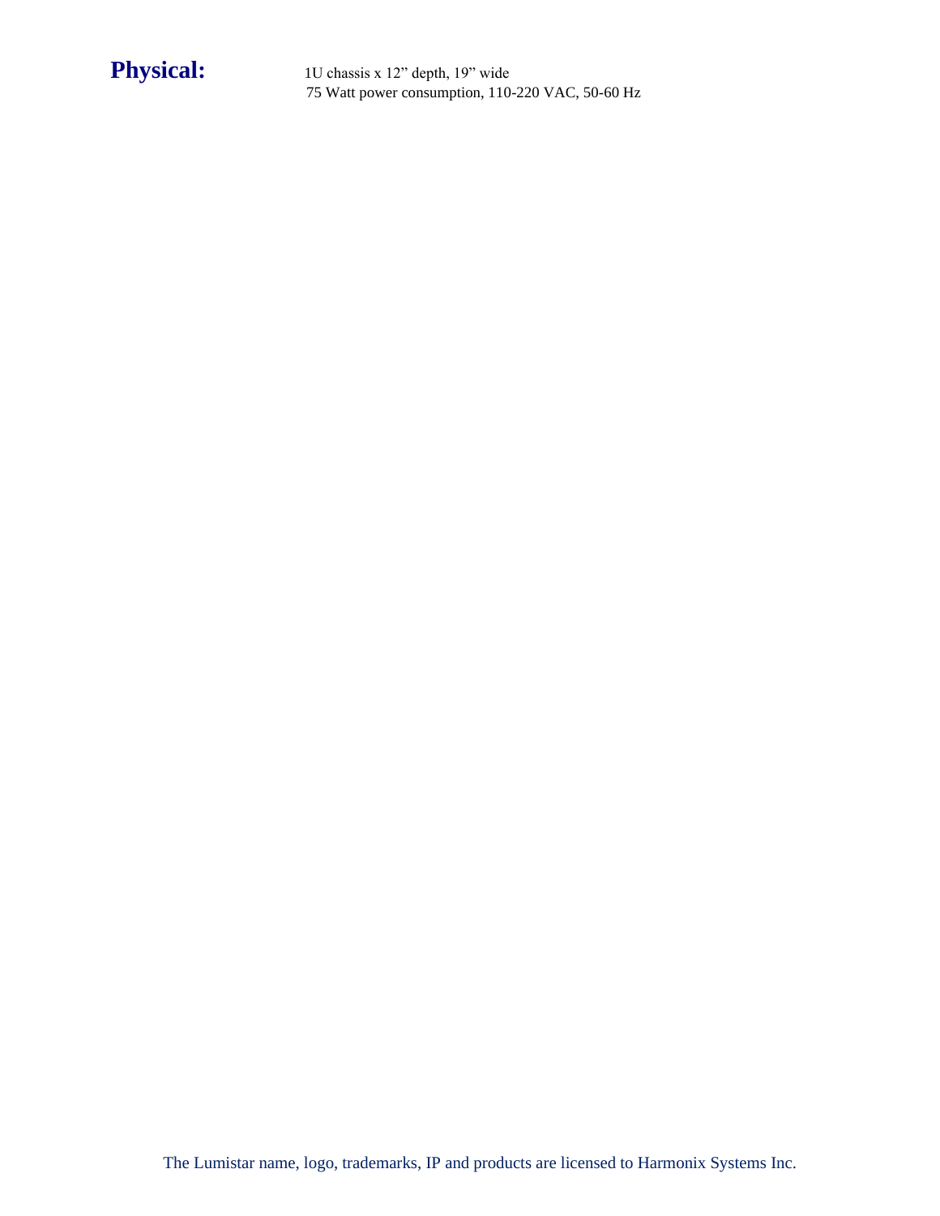**Physical:**

1U chassis x 12” depth, 19” wide
75 Watt power consumption, 110-220 VAC, 50-60 Hz

The Lumistar name, logo, trademarks, IP and products are licensed to Harmonix Systems Inc.